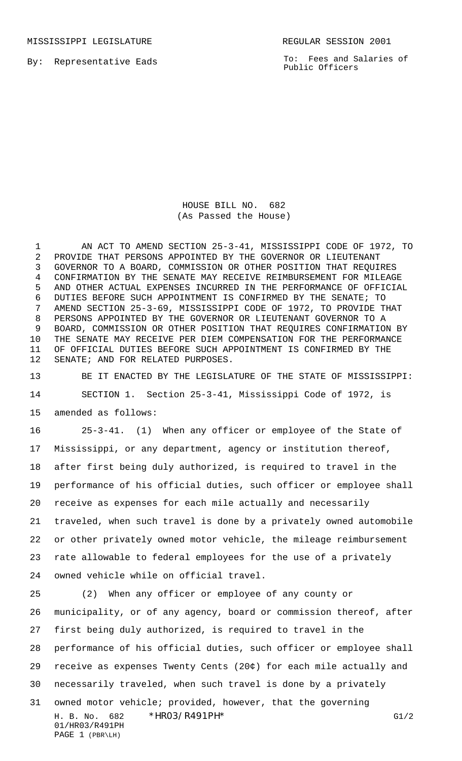MISSISSIPPI LEGISLATURE REGULAR SESSION 2001

By: Representative Eads

To: Fees and Salaries of Public Officers

# HOUSE BILL NO. 682
(As Passed the House)

AN ACT TO AMEND SECTION 25-3-41, MISSISSIPPI CODE OF 1972, TO PROVIDE THAT PERSONS APPOINTED BY THE GOVERNOR OR LIEUTENANT GOVERNOR TO A BOARD, COMMISSION OR OTHER POSITION THAT REQUIRES CONFIRMATION BY THE SENATE MAY RECEIVE REIMBURSEMENT FOR MILEAGE AND OTHER ACTUAL EXPENSES INCURRED IN THE PERFORMANCE OF OFFICIAL DUTIES BEFORE SUCH APPOINTMENT IS CONFIRMED BY THE SENATE; TO AMEND SECTION 25-3-69, MISSISSIPPI CODE OF 1972, TO PROVIDE THAT PERSONS APPOINTED BY THE GOVERNOR OR LIEUTENANT GOVERNOR TO A BOARD, COMMISSION OR OTHER POSITION THAT REQUIRES CONFIRMATION BY THE SENATE MAY RECEIVE PER DIEM COMPENSATION FOR THE PERFORMANCE OF OFFICIAL DUTIES BEFORE SUCH APPOINTMENT IS CONFIRMED BY THE SENATE; AND FOR RELATED PURPOSES.

BE IT ENACTED BY THE LEGISLATURE OF THE STATE OF MISSISSIPPI:

SECTION 1. Section 25-3-41, Mississippi Code of 1972, is amended as follows:

25-3-41. (1) When any officer or employee of the State of Mississippi, or any department, agency or institution thereof, after first being duly authorized, is required to travel in the performance of his official duties, such officer or employee shall receive as expenses for each mile actually and necessarily traveled, when such travel is done by a privately owned automobile or other privately owned motor vehicle, the mileage reimbursement rate allowable to federal employees for the use of a privately owned vehicle while on official travel.

(2) When any officer or employee of any county or municipality, or of any agency, board or commission thereof, after first being duly authorized, is required to travel in the performance of his official duties, such officer or employee shall receive as expenses Twenty Cents (20¢) for each mile actually and necessarily traveled, when such travel is done by a privately owned motor vehicle; provided, however, that the governing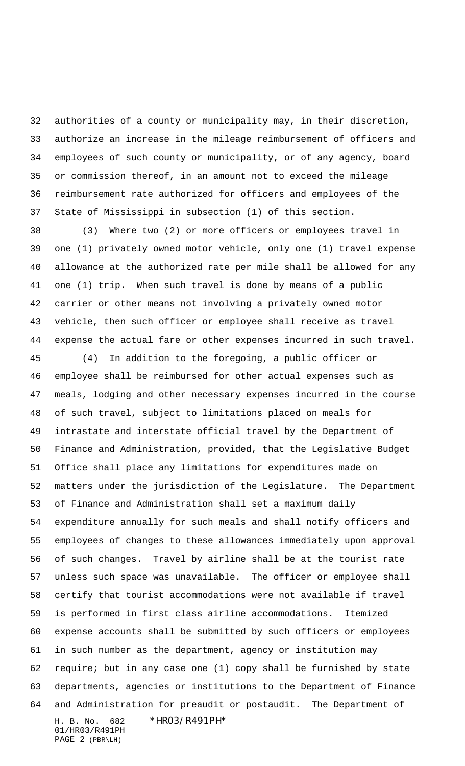authorities of a county or municipality may, in their discretion, authorize an increase in the mileage reimbursement of officers and employees of such county or municipality, or of any agency, board or commission thereof, in an amount not to exceed the mileage reimbursement rate authorized for officers and employees of the State of Mississippi in subsection (1) of this section.

(3) Where two (2) or more officers or employees travel in one (1) privately owned motor vehicle, only one (1) travel expense allowance at the authorized rate per mile shall be allowed for any one (1) trip. When such travel is done by means of a public carrier or other means not involving a privately owned motor vehicle, then such officer or employee shall receive as travel expense the actual fare or other expenses incurred in such travel.

(4) In addition to the foregoing, a public officer or employee shall be reimbursed for other actual expenses such as meals, lodging and other necessary expenses incurred in the course of such travel, subject to limitations placed on meals for intrastate and interstate official travel by the Department of Finance and Administration, provided, that the Legislative Budget Office shall place any limitations for expenditures made on matters under the jurisdiction of the Legislature. The Department of Finance and Administration shall set a maximum daily expenditure annually for such meals and shall notify officers and employees of changes to these allowances immediately upon approval of such changes. Travel by airline shall be at the tourist rate unless such space was unavailable. The officer or employee shall certify that tourist accommodations were not available if travel is performed in first class airline accommodations. Itemized expense accounts shall be submitted by such officers or employees in such number as the department, agency or institution may require; but in any case one (1) copy shall be furnished by state departments, agencies or institutions to the Department of Finance and Administration for preaudit or postaudit. The Department of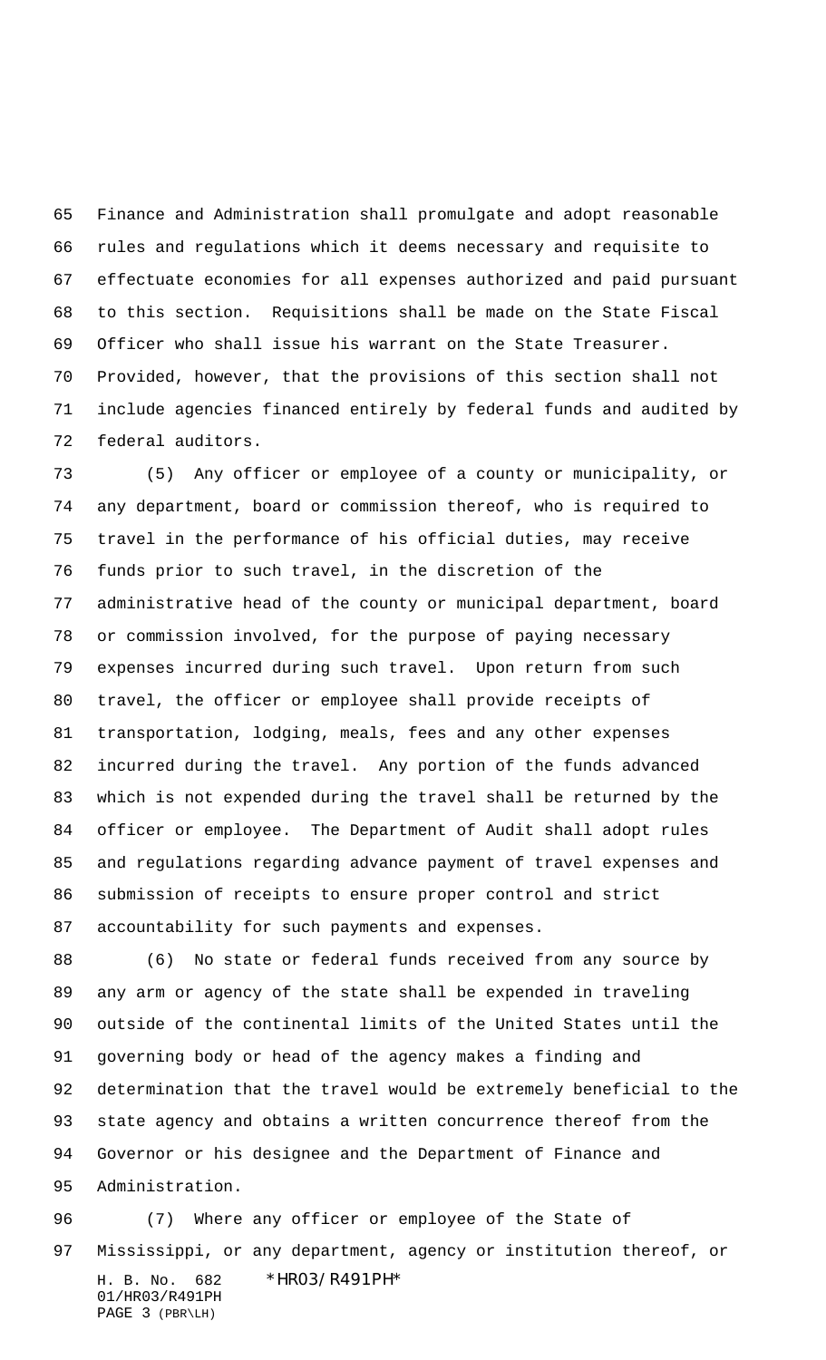Finance and Administration shall promulgate and adopt reasonable rules and regulations which it deems necessary and requisite to effectuate economies for all expenses authorized and paid pursuant to this section. Requisitions shall be made on the State Fiscal Officer who shall issue his warrant on the State Treasurer. Provided, however, that the provisions of this section shall not include agencies financed entirely by federal funds and audited by federal auditors.

(5) Any officer or employee of a county or municipality, or any department, board or commission thereof, who is required to travel in the performance of his official duties, may receive funds prior to such travel, in the discretion of the administrative head of the county or municipal department, board or commission involved, for the purpose of paying necessary expenses incurred during such travel. Upon return from such travel, the officer or employee shall provide receipts of transportation, lodging, meals, fees and any other expenses incurred during the travel. Any portion of the funds advanced which is not expended during the travel shall be returned by the officer or employee. The Department of Audit shall adopt rules and regulations regarding advance payment of travel expenses and submission of receipts to ensure proper control and strict accountability for such payments and expenses.

(6) No state or federal funds received from any source by any arm or agency of the state shall be expended in traveling outside of the continental limits of the United States until the governing body or head of the agency makes a finding and determination that the travel would be extremely beneficial to the state agency and obtains a written concurrence thereof from the Governor or his designee and the Department of Finance and Administration.

(7) Where any officer or employee of the State of Mississippi, or any department, agency or institution thereof, or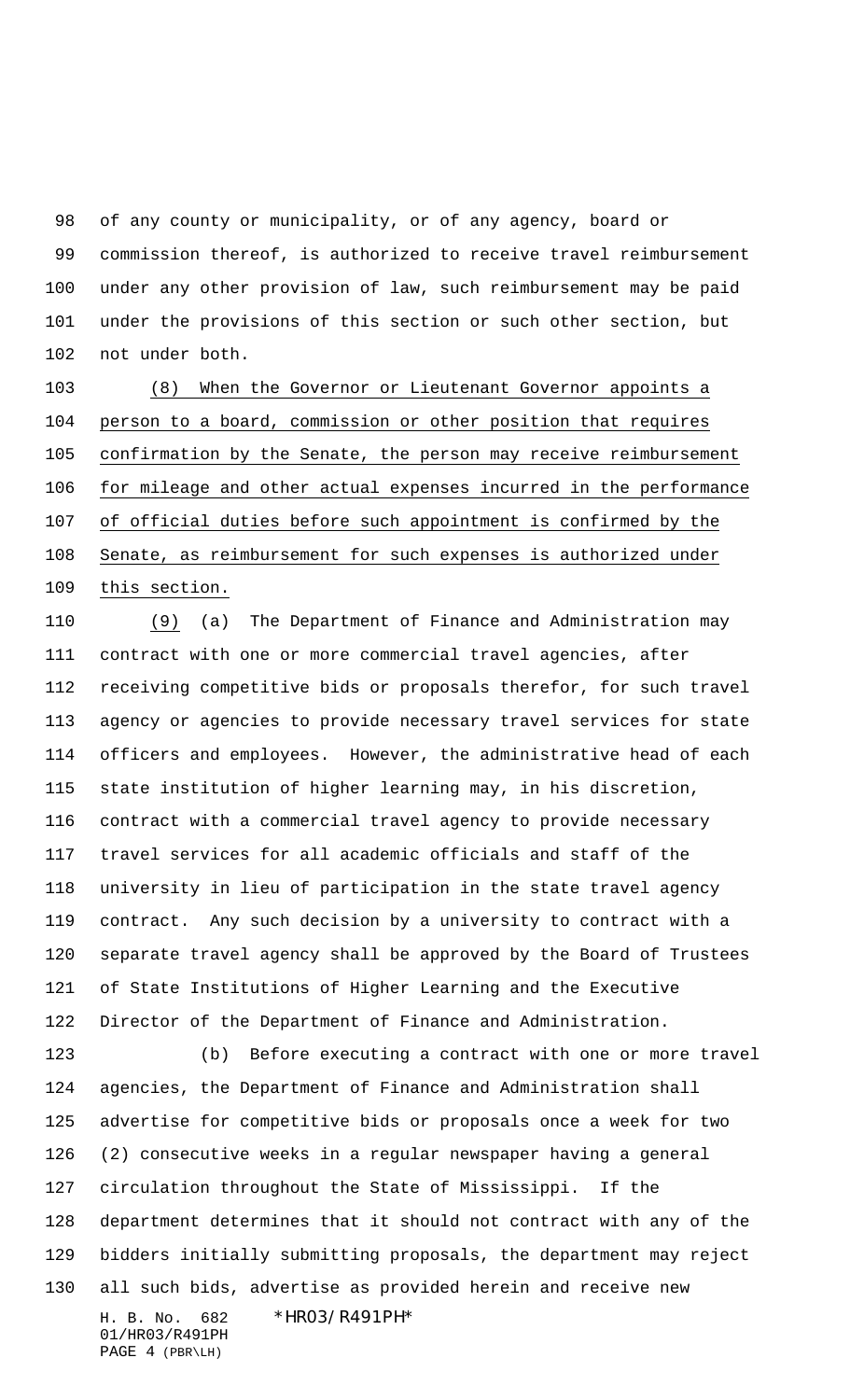of any county or municipality, or of any agency, board or commission thereof, is authorized to receive travel reimbursement under any other provision of law, such reimbursement may be paid under the provisions of this section or such other section, but not under both.

<u>(8) When the Governor or Lieutenant Governor appoints a person to a board, commission or other position that requires confirmation by the Senate, the person may receive reimbursement for mileage and other actual expenses incurred in the performance of official duties before such appointment is confirmed by the Senate, as reimbursement for such expenses is authorized under this section.</u>

<u>(9)</u> (a) The Department of Finance and Administration may contract with one or more commercial travel agencies, after receiving competitive bids or proposals therefor, for such travel agency or agencies to provide necessary travel services for state officers and employees. However, the administrative head of each state institution of higher learning may, in his discretion, contract with a commercial travel agency to provide necessary travel services for all academic officials and staff of the university in lieu of participation in the state travel agency contract. Any such decision by a university to contract with a separate travel agency shall be approved by the Board of Trustees of State Institutions of Higher Learning and the Executive Director of the Department of Finance and Administration.

(b) Before executing a contract with one or more travel agencies, the Department of Finance and Administration shall advertise for competitive bids or proposals once a week for two (2) consecutive weeks in a regular newspaper having a general circulation throughout the State of Mississippi. If the department determines that it should not contract with any of the bidders initially submitting proposals, the department may reject all such bids, advertise as provided herein and receive new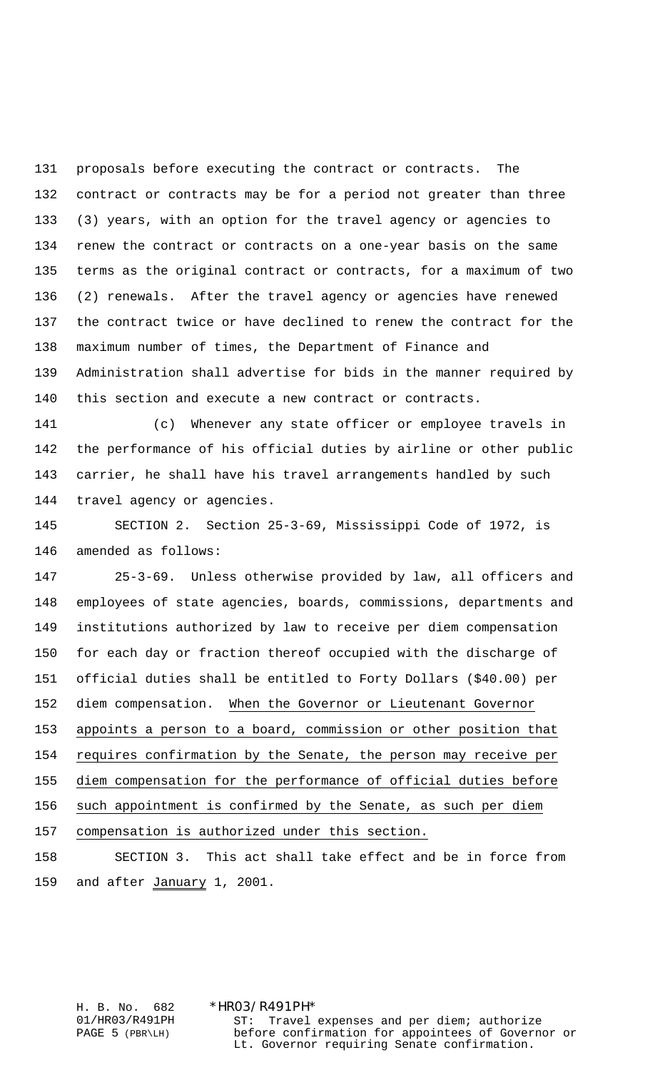proposals before executing the contract or contracts. The contract or contracts may be for a period not greater than three (3) years, with an option for the travel agency or agencies to renew the contract or contracts on a one-year basis on the same terms as the original contract or contracts, for a maximum of two (2) renewals. After the travel agency or agencies have renewed the contract twice or have declined to renew the contract for the maximum number of times, the Department of Finance and Administration shall advertise for bids in the manner required by this section and execute a new contract or contracts.

(c) Whenever any state officer or employee travels in the performance of his official duties by airline or other public carrier, he shall have his travel arrangements handled by such travel agency or agencies.

SECTION 2. Section 25-3-69, Mississippi Code of 1972, is amended as follows:

25-3-69. Unless otherwise provided by law, all officers and employees of state agencies, boards, commissions, departments and institutions authorized by law to receive per diem compensation for each day or fraction thereof occupied with the discharge of official duties shall be entitled to Forty Dollars ($40.00) per diem compensation. <u>When the Governor or Lieutenant Governor appoints a person to a board, commission or other position that requires confirmation by the Senate, the person may receive per diem compensation for the performance of official duties before such appointment is confirmed by the Senate, as such per diem compensation is authorized under this section.</u>

SECTION 3. This act shall take effect and be in force from and after <u>January</u> 1, 2001.

ST: Travel expenses and per diem; authorize before confirmation for appointees of Governor or Lt. Governor requiring Senate confirmation.